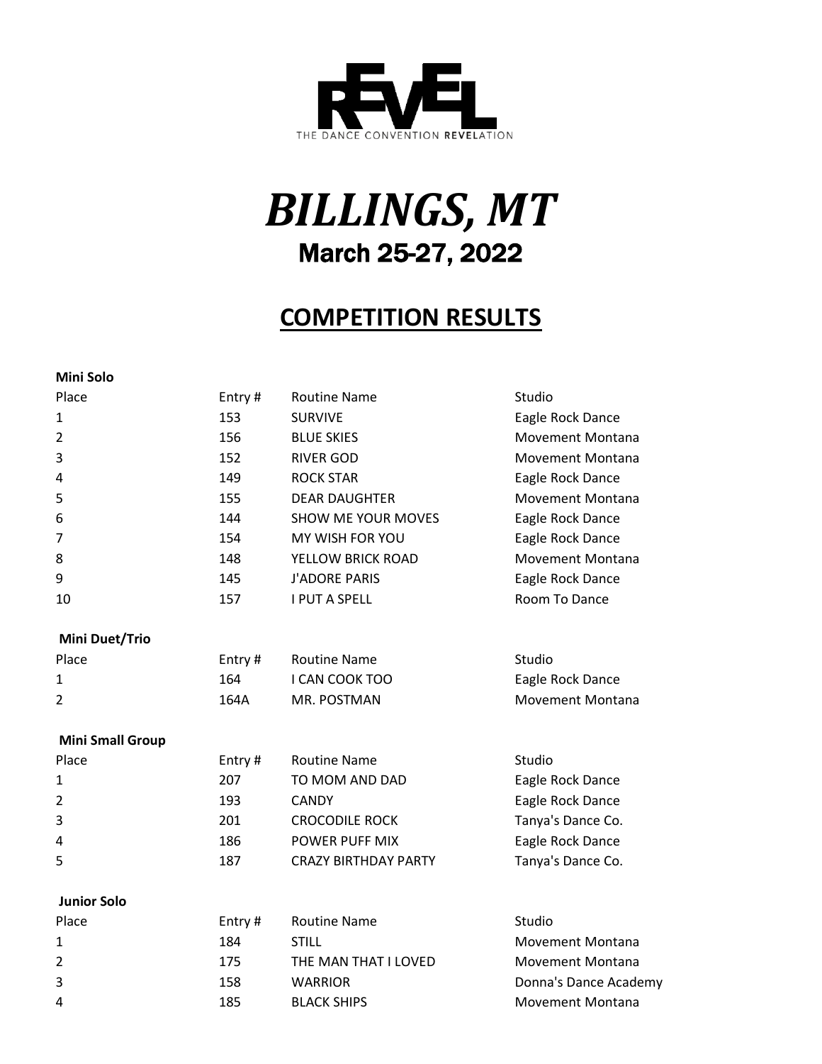REVEL

THE DANCE CONVENTION REVELATION

# *BILLINGS, MT*

## March 25-27, 2022

## COMPETITION RESULTS

**Mini Solo**

| Place | Entry # | Routine Name | Studio |
|---|---|---|---|
| 1 | 153 | SURVIVE | Eagle Rock Dance |
| 2 | 156 | BLUE SKIES | Movement Montana |
| 3 | 152 | RIVER GOD | Movement Montana |
| 4 | 149 | ROCK STAR | Eagle Rock Dance |
| 5 | 155 | DEAR DAUGHTER | Movement Montana |
| 6 | 144 | SHOW ME YOUR MOVES | Eagle Rock Dance |
| 7 | 154 | MY WISH FOR YOU | Eagle Rock Dance |
| 8 | 148 | YELLOW BRICK ROAD | Movement Montana |
| 9 | 145 | J'ADORE PARIS | Eagle Rock Dance |
| 10 | 157 | I PUT A SPELL | Room To Dance |

**Mini Duet/Trio**

| Place | Entry # | Routine Name | Studio |
|---|---|---|---|
| 1 | 164 | I CAN COOK TOO | Eagle Rock Dance |
| 2 | 164A | MR. POSTMAN | Movement Montana |

**Mini Small Group**

| Place | Entry # | Routine Name | Studio |
|---|---|---|---|
| 1 | 207 | TO MOM AND DAD | Eagle Rock Dance |
| 2 | 193 | CANDY | Eagle Rock Dance |
| 3 | 201 | CROCODILE ROCK | Tanya's Dance Co. |
| 4 | 186 | POWER PUFF MIX | Eagle Rock Dance |
| 5 | 187 | CRAZY BIRTHDAY PARTY | Tanya's Dance Co. |

**Junior Solo**

| Place | Entry # | Routine Name | Studio |
|---|---|---|---|
| 1 | 184 | STILL | Movement Montana |
| 2 | 175 | THE MAN THAT I LOVED | Movement Montana |
| 3 | 158 | WARRIOR | Donna's Dance Academy |
| 4 | 185 | BLACK SHIPS | Movement Montana |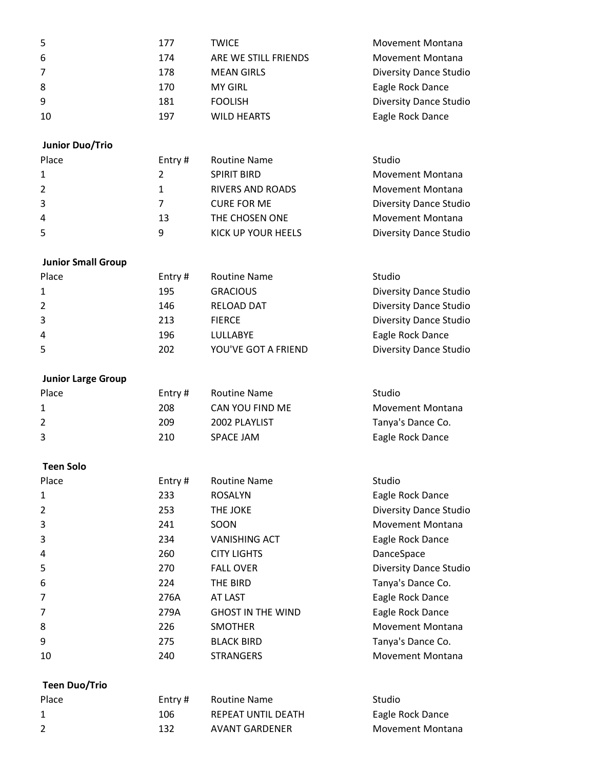| | | | |
|---|---|---|---|
| 5 | 177 | TWICE | Movement Montana |
| 6 | 174 | ARE WE STILL FRIENDS | Movement Montana |
| 7 | 178 | MEAN GIRLS | Diversity Dance Studio |
| 8 | 170 | MY GIRL | Eagle Rock Dance |
| 9 | 181 | FOOLISH | Diversity Dance Studio |
| 10 | 197 | WILD HEARTS | Eagle Rock Dance |

**Junior Duo/Trio**

| Place | Entry # | Routine Name | Studio |
|---|---|---|---|
| 1 | 2 | SPIRIT BIRD | Movement Montana |
| 2 | 1 | RIVERS AND ROADS | Movement Montana |
| 3 | 7 | CURE FOR ME | Diversity Dance Studio |
| 4 | 13 | THE CHOSEN ONE | Movement Montana |
| 5 | 9 | KICK UP YOUR HEELS | Diversity Dance Studio |

**Junior Small Group**

| Place | Entry # | Routine Name | Studio |
|---|---|---|---|
| 1 | 195 | GRACIOUS | Diversity Dance Studio |
| 2 | 146 | RELOAD DAT | Diversity Dance Studio |
| 3 | 213 | FIERCE | Diversity Dance Studio |
| 4 | 196 | LULLABYE | Eagle Rock Dance |
| 5 | 202 | YOU'VE GOT A FRIEND | Diversity Dance Studio |

**Junior Large Group**

| Place | Entry # | Routine Name | Studio |
|---|---|---|---|
| 1 | 208 | CAN YOU FIND ME | Movement Montana |
| 2 | 209 | 2002 PLAYLIST | Tanya's Dance Co. |
| 3 | 210 | SPACE JAM | Eagle Rock Dance |

**Teen Solo**

| Place | Entry # | Routine Name | Studio |
|---|---|---|---|
| 1 | 233 | ROSALYN | Eagle Rock Dance |
| 2 | 253 | THE JOKE | Diversity Dance Studio |
| 3 | 241 | SOON | Movement Montana |
| 3 | 234 | VANISHING ACT | Eagle Rock Dance |
| 4 | 260 | CITY LIGHTS | DanceSpace |
| 5 | 270 | FALL OVER | Diversity Dance Studio |
| 6 | 224 | THE BIRD | Tanya's Dance Co. |
| 7 | 276A | AT LAST | Eagle Rock Dance |
| 7 | 279A | GHOST IN THE WIND | Eagle Rock Dance |
| 8 | 226 | SMOTHER | Movement Montana |
| 9 | 275 | BLACK BIRD | Tanya's Dance Co. |
| 10 | 240 | STRANGERS | Movement Montana |

**Teen Duo/Trio**

| Place | Entry # | Routine Name | Studio |
|---|---|---|---|
| 1 | 106 | REPEAT UNTIL DEATH | Eagle Rock Dance |
| 2 | 132 | AVANT GARDENER | Movement Montana |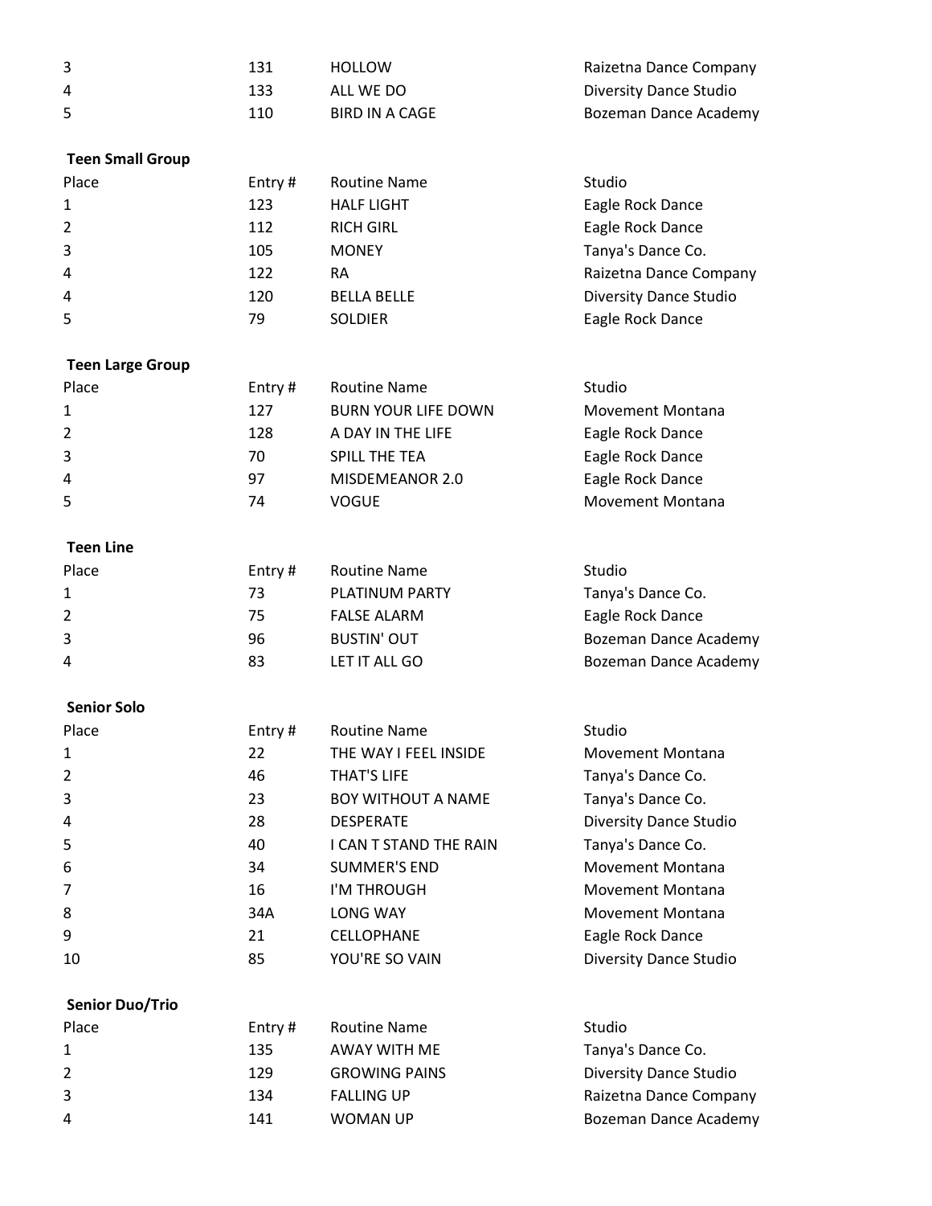| Place | Entry # | Routine Name | Studio |
|---|---|---|---|
| 3 | 131 | HOLLOW | Raizetna Dance Company |
| 4 | 133 | ALL WE DO | Diversity Dance Studio |
| 5 | 110 | BIRD IN A CAGE | Bozeman Dance Academy |

**Teen Small Group**

| Place | Entry # | Routine Name | Studio |
|---|---|---|---|
| 1 | 123 | HALF LIGHT | Eagle Rock Dance |
| 2 | 112 | RICH GIRL | Eagle Rock Dance |
| 3 | 105 | MONEY | Tanya's Dance Co. |
| 4 | 122 | RA | Raizetna Dance Company |
| 4 | 120 | BELLA BELLE | Diversity Dance Studio |
| 5 | 79 | SOLDIER | Eagle Rock Dance |

**Teen Large Group**

| Place | Entry # | Routine Name | Studio |
|---|---|---|---|
| 1 | 127 | BURN YOUR LIFE DOWN | Movement Montana |
| 2 | 128 | A DAY IN THE LIFE | Eagle Rock Dance |
| 3 | 70 | SPILL THE TEA | Eagle Rock Dance |
| 4 | 97 | MISDEMEANOR 2.0 | Eagle Rock Dance |
| 5 | 74 | VOGUE | Movement Montana |

**Teen Line**

| Place | Entry # | Routine Name | Studio |
|---|---|---|---|
| 1 | 73 | PLATINUM PARTY | Tanya's Dance Co. |
| 2 | 75 | FALSE ALARM | Eagle Rock Dance |
| 3 | 96 | BUSTIN' OUT | Bozeman Dance Academy |
| 4 | 83 | LET IT ALL GO | Bozeman Dance Academy |

**Senior Solo**

| Place | Entry # | Routine Name | Studio |
|---|---|---|---|
| 1 | 22 | THE WAY I FEEL INSIDE | Movement Montana |
| 2 | 46 | THAT'S LIFE | Tanya's Dance Co. |
| 3 | 23 | BOY WITHOUT A NAME | Tanya's Dance Co. |
| 4 | 28 | DESPERATE | Diversity Dance Studio |
| 5 | 40 | I CAN T STAND THE RAIN | Tanya's Dance Co. |
| 6 | 34 | SUMMER'S END | Movement Montana |
| 7 | 16 | I'M THROUGH | Movement Montana |
| 8 | 34A | LONG WAY | Movement Montana |
| 9 | 21 | CELLOPHANE | Eagle Rock Dance |
| 10 | 85 | YOU'RE SO VAIN | Diversity Dance Studio |

**Senior Duo/Trio**

| Place | Entry # | Routine Name | Studio |
|---|---|---|---|
| 1 | 135 | AWAY WITH ME | Tanya's Dance Co. |
| 2 | 129 | GROWING PAINS | Diversity Dance Studio |
| 3 | 134 | FALLING UP | Raizetna Dance Company |
| 4 | 141 | WOMAN UP | Bozeman Dance Academy |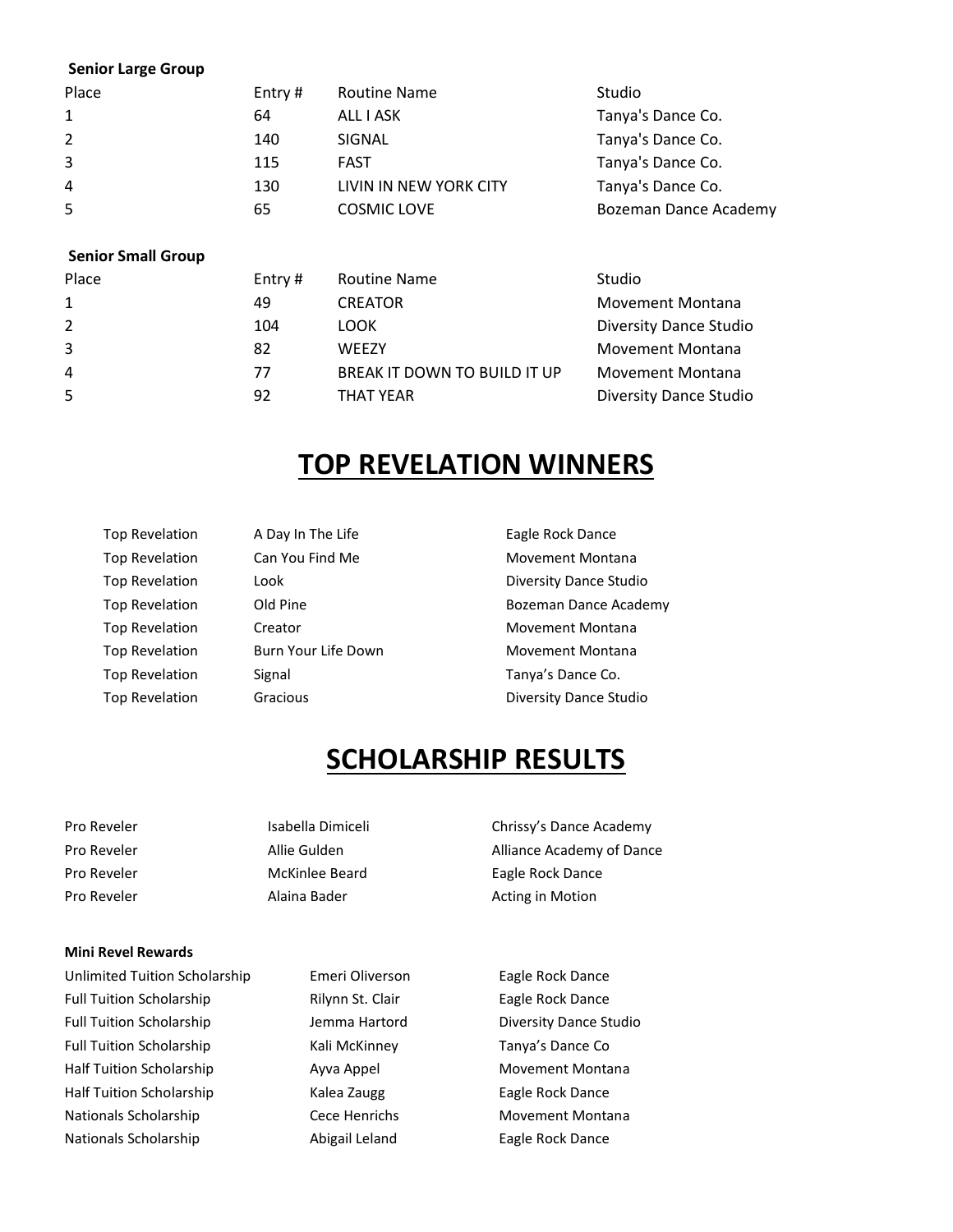**Senior Large Group**

| Place | Entry # | Routine Name | Studio |
|---|---|---|---|
| 1 | 64 | ALL I ASK | Tanya's Dance Co. |
| 2 | 140 | SIGNAL | Tanya's Dance Co. |
| 3 | 115 | FAST | Tanya's Dance Co. |
| 4 | 130 | LIVIN IN NEW YORK CITY | Tanya's Dance Co. |
| 5 | 65 | COSMIC LOVE | Bozeman Dance Academy |

**Senior Small Group**

| Place | Entry # | Routine Name | Studio |
|---|---|---|---|
| 1 | 49 | CREATOR | Movement Montana |
| 2 | 104 | LOOK | Diversity Dance Studio |
| 3 | 82 | WEEZY | Movement Montana |
| 4 | 77 | BREAK IT DOWN TO BUILD IT UP | Movement Montana |
| 5 | 92 | THAT YEAR | Diversity Dance Studio |

# TOP REVELATION WINNERS

| | | |
|---|---|---|
| Top Revelation | A Day In The Life | Eagle Rock Dance |
| Top Revelation | Can You Find Me | Movement Montana |
| Top Revelation | Look | Diversity Dance Studio |
| Top Revelation | Old Pine | Bozeman Dance Academy |
| Top Revelation | Creator | Movement Montana |
| Top Revelation | Burn Your Life Down | Movement Montana |
| Top Revelation | Signal | Tanya's Dance Co. |
| Top Revelation | Gracious | Diversity Dance Studio |

# SCHOLARSHIP RESULTS

| | | |
|---|---|---|
| Pro Reveler | Isabella Dimiceli | Chrissy's Dance Academy |
| Pro Reveler | Allie Gulden | Alliance Academy of Dance |
| Pro Reveler | McKinlee Beard | Eagle Rock Dance |
| Pro Reveler | Alaina Bader | Acting in Motion |

**Mini Revel Rewards**

| | | |
|---|---|---|
| Unlimited Tuition Scholarship | Emeri Oliverson | Eagle Rock Dance |
| Full Tuition Scholarship | Rilynn St. Clair | Eagle Rock Dance |
| Full Tuition Scholarship | Jemma Hartord | Diversity Dance Studio |
| Full Tuition Scholarship | Kali McKinney | Tanya's Dance Co |
| Half Tuition Scholarship | Ayva Appel | Movement Montana |
| Half Tuition Scholarship | Kalea Zaugg | Eagle Rock Dance |
| Nationals Scholarship | Cece Henrichs | Movement Montana |
| Nationals Scholarship | Abigail Leland | Eagle Rock Dance |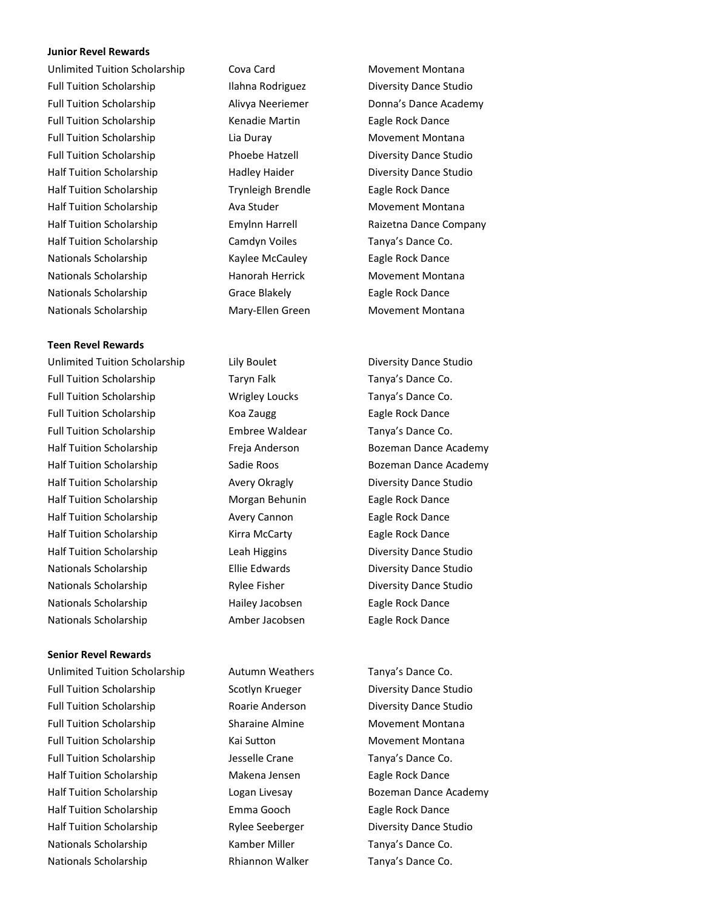**Junior Revel Rewards**

| | | |
|---|---|---|
| Unlimited Tuition Scholarship | Cova Card | Movement Montana |
| Full Tuition Scholarship | Ilahna Rodriguez | Diversity Dance Studio |
| Full Tuition Scholarship | Alivya Neeriemer | Donna's Dance Academy |
| Full Tuition Scholarship | Kenadie Martin | Eagle Rock Dance |
| Full Tuition Scholarship | Lia Duray | Movement Montana |
| Full Tuition Scholarship | Phoebe Hatzell | Diversity Dance Studio |
| Half Tuition Scholarship | Hadley Haider | Diversity Dance Studio |
| Half Tuition Scholarship | Trynleigh Brendle | Eagle Rock Dance |
| Half Tuition Scholarship | Ava Studer | Movement Montana |
| Half Tuition Scholarship | Emylnn Harrell | Raizetna Dance Company |
| Half Tuition Scholarship | Camdyn Voiles | Tanya's Dance Co. |
| Nationals Scholarship | Kaylee McCauley | Eagle Rock Dance |
| Nationals Scholarship | Hanorah Herrick | Movement Montana |
| Nationals Scholarship | Grace Blakely | Eagle Rock Dance |
| Nationals Scholarship | Mary-Ellen Green | Movement Montana |

**Teen Revel Rewards**

| | | |
|---|---|---|
| Unlimited Tuition Scholarship | Lily Boulet | Diversity Dance Studio |
| Full Tuition Scholarship | Taryn Falk | Tanya's Dance Co. |
| Full Tuition Scholarship | Wrigley Loucks | Tanya's Dance Co. |
| Full Tuition Scholarship | Koa Zaugg | Eagle Rock Dance |
| Full Tuition Scholarship | Embree Waldear | Tanya's Dance Co. |
| Half Tuition Scholarship | Freja Anderson | Bozeman Dance Academy |
| Half Tuition Scholarship | Sadie Roos | Bozeman Dance Academy |
| Half Tuition Scholarship | Avery Okragly | Diversity Dance Studio |
| Half Tuition Scholarship | Morgan Behunin | Eagle Rock Dance |
| Half Tuition Scholarship | Avery Cannon | Eagle Rock Dance |
| Half Tuition Scholarship | Kirra McCarty | Eagle Rock Dance |
| Half Tuition Scholarship | Leah Higgins | Diversity Dance Studio |
| Nationals Scholarship | Ellie Edwards | Diversity Dance Studio |
| Nationals Scholarship | Rylee Fisher | Diversity Dance Studio |
| Nationals Scholarship | Hailey Jacobsen | Eagle Rock Dance |
| Nationals Scholarship | Amber Jacobsen | Eagle Rock Dance |

**Senior Revel Rewards**

| | | |
|---|---|---|
| Unlimited Tuition Scholarship | Autumn Weathers | Tanya's Dance Co. |
| Full Tuition Scholarship | Scotlyn Krueger | Diversity Dance Studio |
| Full Tuition Scholarship | Roarie Anderson | Diversity Dance Studio |
| Full Tuition Scholarship | Sharaine Almine | Movement Montana |
| Full Tuition Scholarship | Kai Sutton | Movement Montana |
| Full Tuition Scholarship | Jesselle Crane | Tanya's Dance Co. |
| Half Tuition Scholarship | Makena Jensen | Eagle Rock Dance |
| Half Tuition Scholarship | Logan Livesay | Bozeman Dance Academy |
| Half Tuition Scholarship | Emma Gooch | Eagle Rock Dance |
| Half Tuition Scholarship | Rylee Seeberger | Diversity Dance Studio |
| Nationals Scholarship | Kamber Miller | Tanya's Dance Co. |
| Nationals Scholarship | Rhiannon Walker | Tanya's Dance Co. |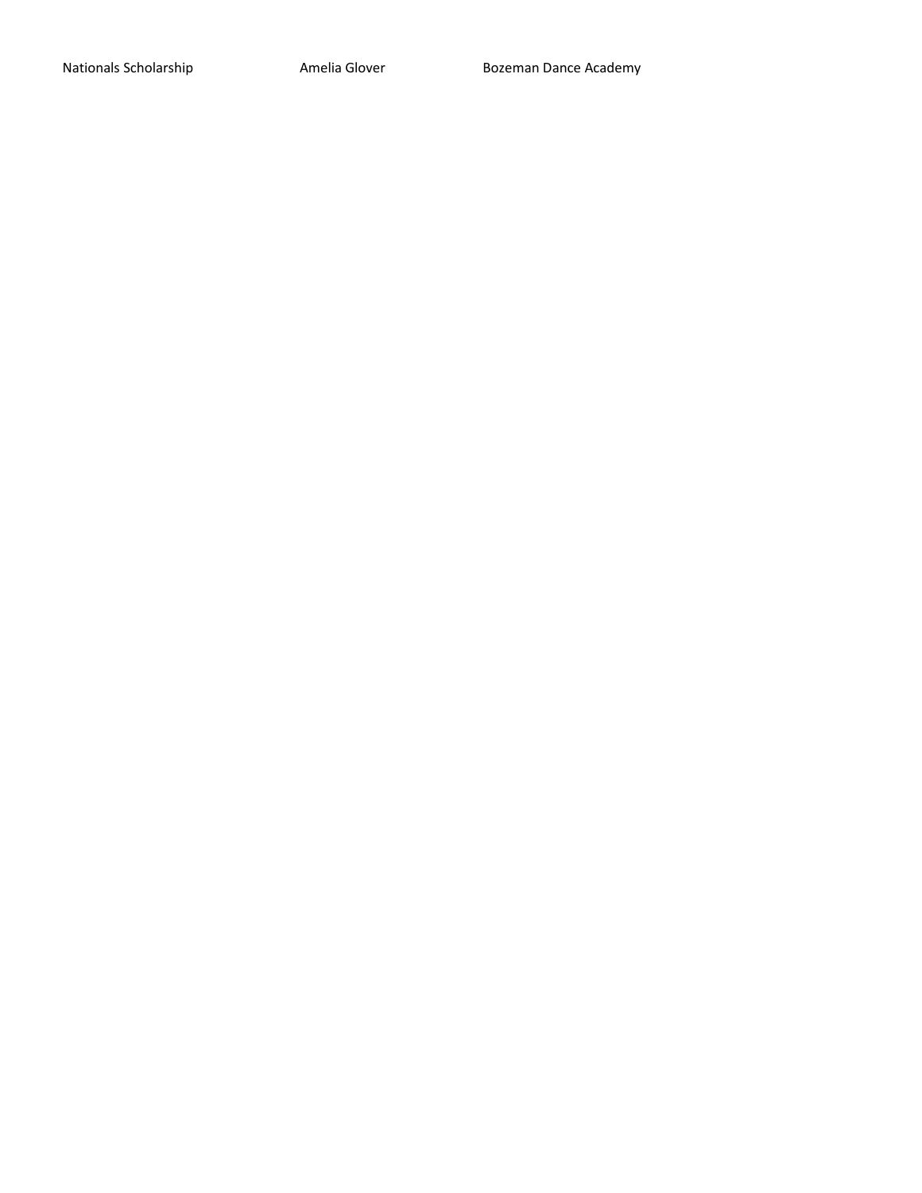| | | |
|---|---|---|
| Nationals Scholarship | Amelia Glover | Bozeman Dance Academy |